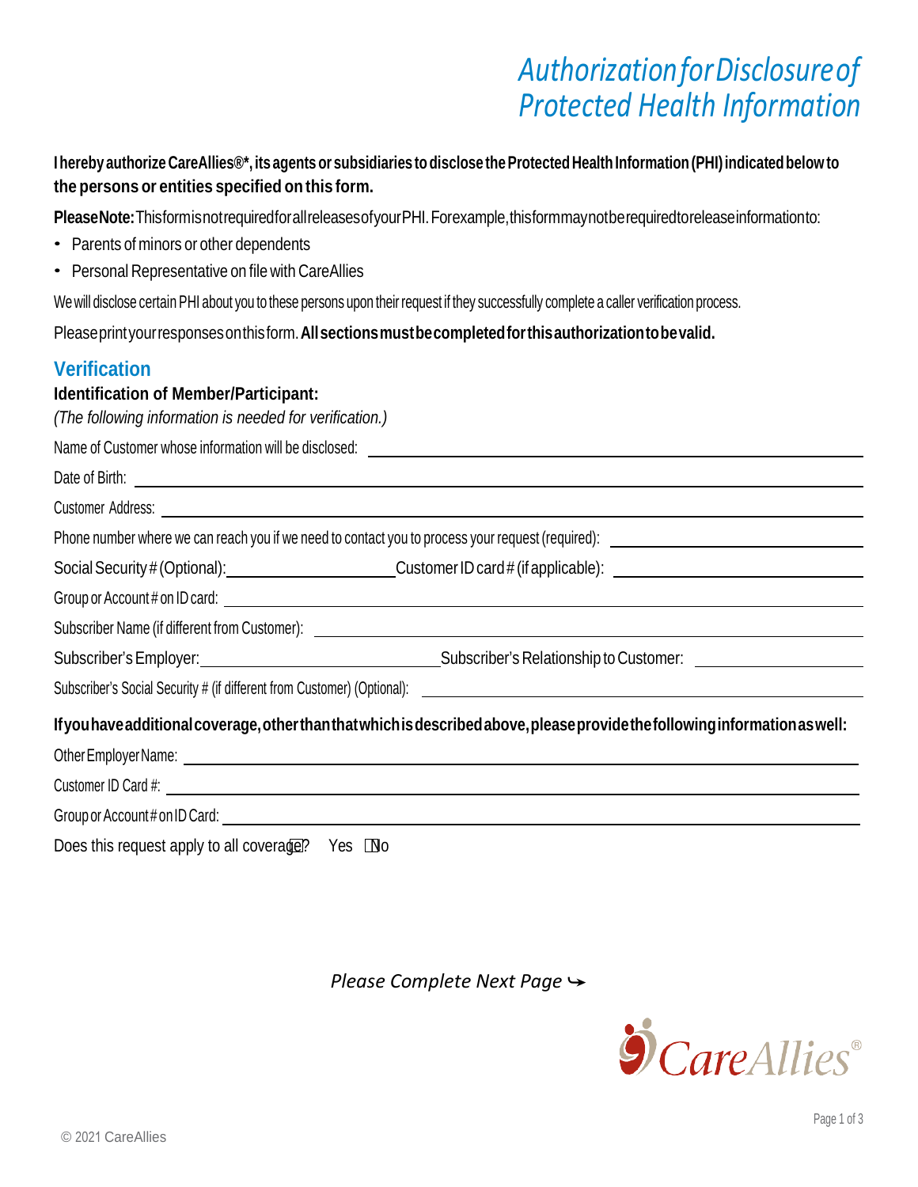# Authorization for Disclosure of Protected Health Information

**I hereby authorize CareAllies®*, its agents or subsidiaries to disclose the Protected Health Information (PHI) indicated below to the persons or entities specified on this form.**

**Please Note:** This form is not required for all releases of your PHI. For example, this form may not be required to release information to:

- Parents of minors or other dependents
- Personal Representative on file with CareAllies

We will disclose certain PHI about you to these persons upon their request if they successfully complete a caller verification process.

Please print your responses on this form. **All sections must be completed for this authorization to be valid.**

## Verification

**Identification of Member/Participant:**

*(The following information is needed for verification.)*

Name of Customer whose information will be disclosed: ______________________________

Date of Birth: ______________________________

Customer Address: ______________________________

Phone number where we can reach you if we need to contact you to process your request (required): ______________________________

Social Security # (Optional): ____________________ Customer ID card # (if applicable): ____________________

Group or Account # on ID card: ______________________________

Subscriber Name (if different from Customer): ______________________________

Subscriber's Employer: ____________________ Subscriber's Relationship to Customer: ____________________

Subscriber's Social Security # (if different from Customer) (Optional): ______________________________

**If you have additional coverage, other than that which is described above, please provide the following information as well:**

Other Employer Name: ______________________________

Customer ID Card #: ______________________________

Group or Account # on ID Card: ______________________________

Does this request apply to all coverage? ☐ Yes ☐ No

*Please Complete Next Page* ↪

CareAllies®

© 2021 CareAllies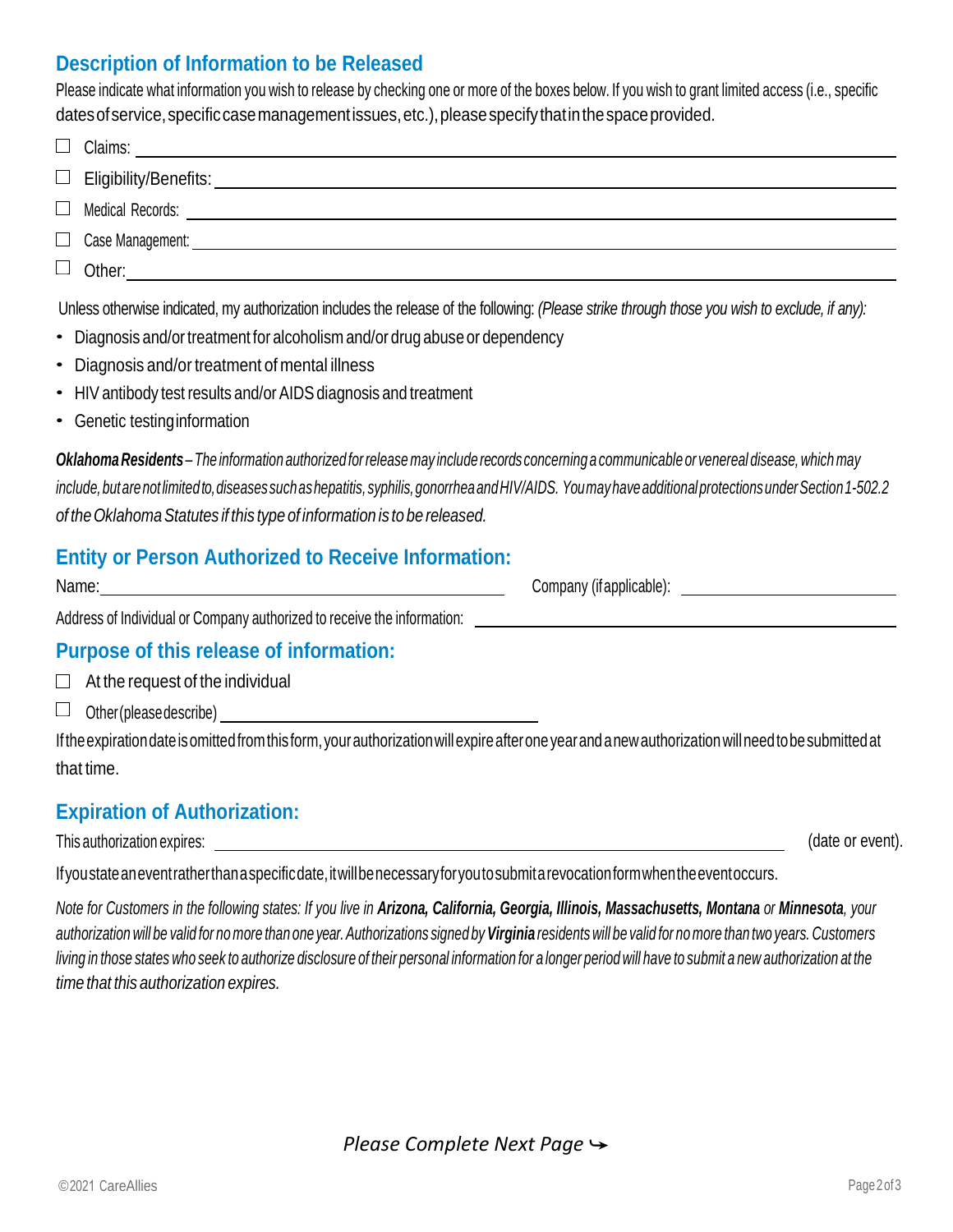## Description of Information to be Released

Please indicate what information you wish to release by checking one or more of the boxes below. If you wish to grant limited access (i.e., specific dates of service, specific case management issues, etc.), please specify that in the space provided.

- ☐ Claims: ______________________________
- ☐ Eligibility/Benefits: ______________________________
- ☐ Medical Records: ______________________________
- ☐ Case Management: ______________________________
- ☐ Other: ______________________________

Unless otherwise indicated, my authorization includes the release of the following: *(Please strike through those you wish to exclude, if any):*

- Diagnosis and/or treatment for alcoholism and/or drug abuse or dependency
- Diagnosis and/or treatment of mental illness
- HIV antibody test results and/or AIDS diagnosis and treatment
- Genetic testing information

***Oklahoma Residents*** *– The information authorized for release may include records concerning a communicable or venereal disease, which may include, but are not limited to, diseases such as hepatitis, syphilis, gonorrhea and HIV/AIDS. You may have additional protections under Section 1-502.2 of the Oklahoma Statutes if this type of information is to be released.*

## Entity or Person Authorized to Receive Information:

Name: ______________________________ Company (if applicable): ______________________________

Address of Individual or Company authorized to receive the information: ______________________________

## Purpose of this release of information:

- ☐ At the request of the individual
- ☐ Other (please describe) ______________________________

If the expiration date is omitted from this form, your authorization will expire after one year and a new authorization will need to be submitted at that time.

## Expiration of Authorization:

This authorization expires: ______________________________ (date or event).

If you state an event rather than a specific date, it will be necessary for you to submit a revocation form when the event occurs.

*Note for Customers in the following states: If you live in* ***Arizona, California, Georgia, Illinois, Massachusetts, Montana*** *or* ***Minnesota****, your authorization will be valid for no more than one year. Authorizations signed by* ***Virginia*** *residents will be valid for no more than two years. Customers living in those states who seek to authorize disclosure of their personal information for a longer period will have to submit a new authorization at the time that this authorization expires.*

*Please Complete Next Page* ↪

©2021 CareAllies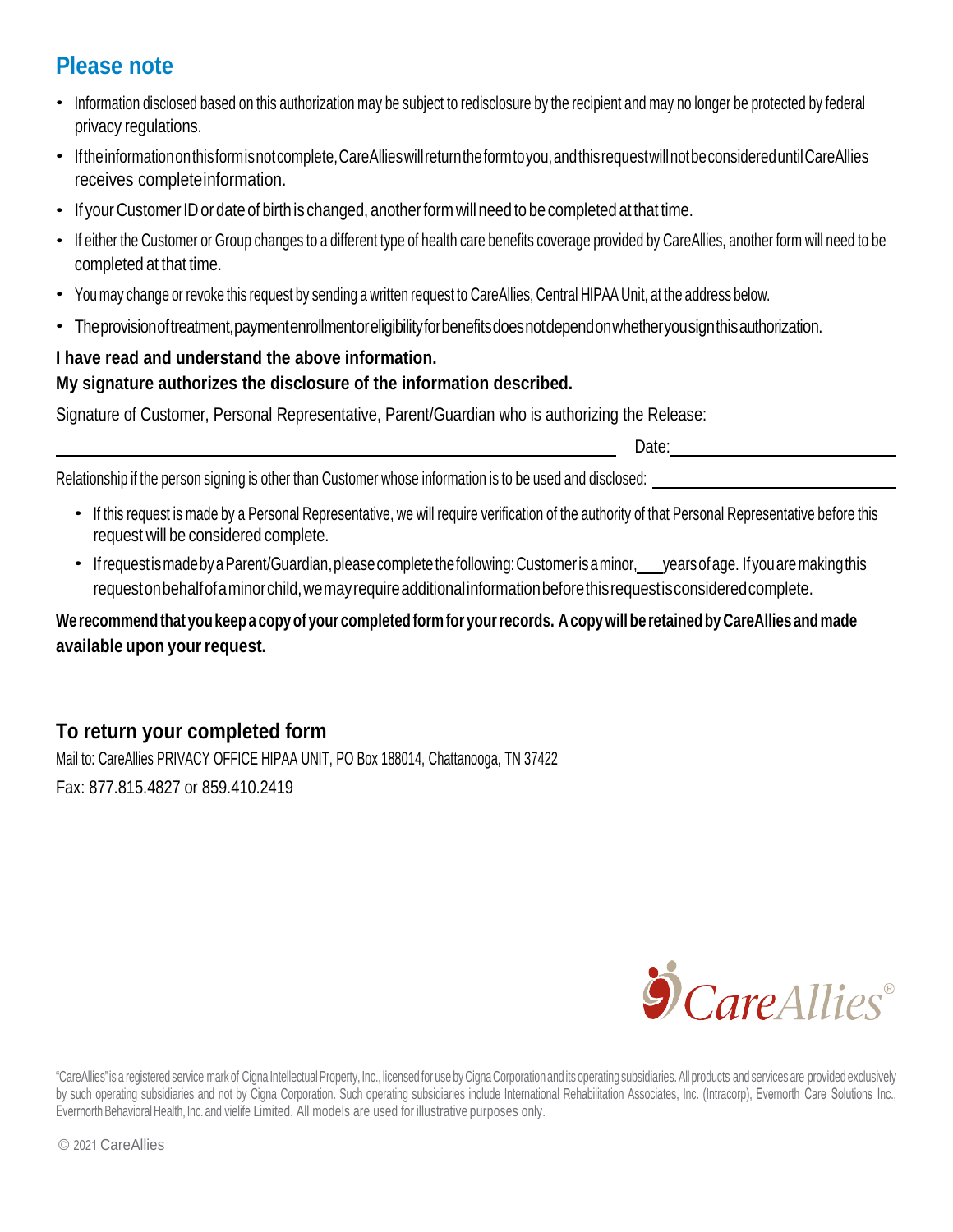## Please note

- Information disclosed based on this authorization may be subject to redisclosure by the recipient and may no longer be protected by federal privacy regulations.
- If the information on this form is not complete, CareAllies will return the form to you, and this request will not be considered until CareAllies receives complete information.
- If your Customer ID or date of birth is changed, another form will need to be completed at that time.
- If either the Customer or Group changes to a different type of health care benefits coverage provided by CareAllies, another form will need to be completed at that time.
- You may change or revoke this request by sending a written request to CareAllies, Central HIPAA Unit, at the address below.
- The provision of treatment, payment enrollment or eligibility for benefits does not depend on whether you sign this authorization.

**I have read and understand the above information.**

**My signature authorizes the disclosure of the information described.**

Signature of Customer, Personal Representative, Parent/Guardian who is authorizing the Release:

______________________________ Date: ______________

Relationship if the person signing is other than Customer whose information is to be used and disclosed: ______________

- If this request is made by a Personal Representative, we will require verification of the authority of that Personal Representative before this request will be considered complete.
- If request is made by a Parent/Guardian, please complete the following: Customer is a minor, ___ years of age. If you are making this request on behalf of a minor child, we may require additional information before this request is considered complete.

**We recommend that you keep a copy of your completed form for your records. A copy will be retained by CareAllies and made available upon your request.**

## To return your completed form

Mail to: CareAllies PRIVACY OFFICE HIPAA UNIT, PO Box 188014, Chattanooga, TN 37422

Fax: 877.815.4827 or 859.410.2419

CareAllies®

"CareAllies" is a registered service mark of Cigna Intellectual Property, Inc., licensed for use by Cigna Corporation and its operating subsidiaries. All products and services are provided exclusively by such operating subsidiaries and not by Cigna Corporation. Such operating subsidiaries include International Rehabilitation Associates, Inc. (Intracorp), Evernorth Care Solutions Inc., Evermorth Behavioral Health, Inc. and vielife Limited. All models are used for illustrative purposes only.

© 2021 CareAllies